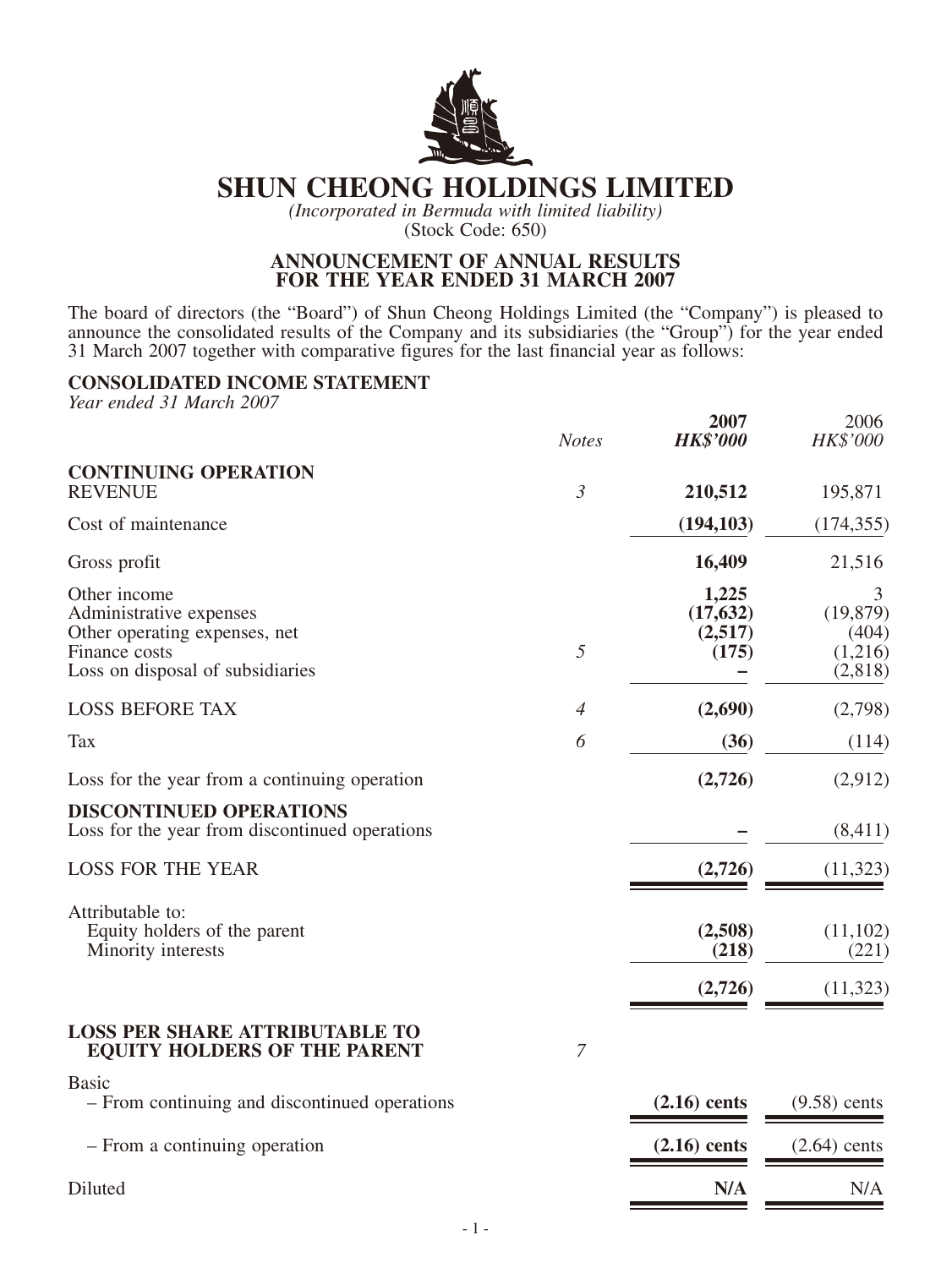# SHUN CHEONG HOLDINGS LIMITED

*(Incorporated in Bermuda with limited liability)*
(Stock Code: 650)

## ANNOUNCEMENT OF ANNUAL RESULTS FOR THE YEAR ENDED 31 MARCH 2007

The board of directors (the "Board") of Shun Cheong Holdings Limited (the "Company") is pleased to announce the consolidated results of the Company and its subsidiaries (the "Group") for the year ended 31 March 2007 together with comparative figures for the last financial year as follows:

### CONSOLIDATED INCOME STATEMENT

*Year ended 31 March 2007*

| | *Notes* | **2007** ***HK$'000*** | 2006 *HK$'000* |
|---|---|---|---|
| **CONTINUING OPERATION** | | | |
| REVENUE | *3* | **210,512** | 195,871 |
| Cost of maintenance | | **(194,103)** | (174,355) |
| Gross profit | | **16,409** | 21,516 |
| Other income | | **1,225** | 3 |
| Administrative expenses | | **(17,632)** | (19,879) |
| Other operating expenses, net | | **(2,517)** | (404) |
| Finance costs | *5* | **(175)** | (1,216) |
| Loss on disposal of subsidiaries | | **–** | (2,818) |
| LOSS BEFORE TAX | *4* | **(2,690)** | (2,798) |
| Tax | *6* | **(36)** | (114) |
| Loss for the year from a continuing operation | | **(2,726)** | (2,912) |
| **DISCONTINUED OPERATIONS** | | | |
| Loss for the year from discontinued operations | | **–** | (8,411) |
| LOSS FOR THE YEAR | | **(2,726)** | (11,323) |
| Attributable to: | | | |
| Equity holders of the parent | | **(2,508)** | (11,102) |
| Minority interests | | **(218)** | (221) |
| | | **(2,726)** | (11,323) |
| **LOSS PER SHARE ATTRIBUTABLE TO EQUITY HOLDERS OF THE PARENT** | *7* | | |
| Basic | | | |
| – From continuing and discontinued operations | | **(2.16) cents** | (9.58) cents |
| – From a continuing operation | | **(2.16) cents** | (2.64) cents |
| Diluted | | **N/A** | N/A |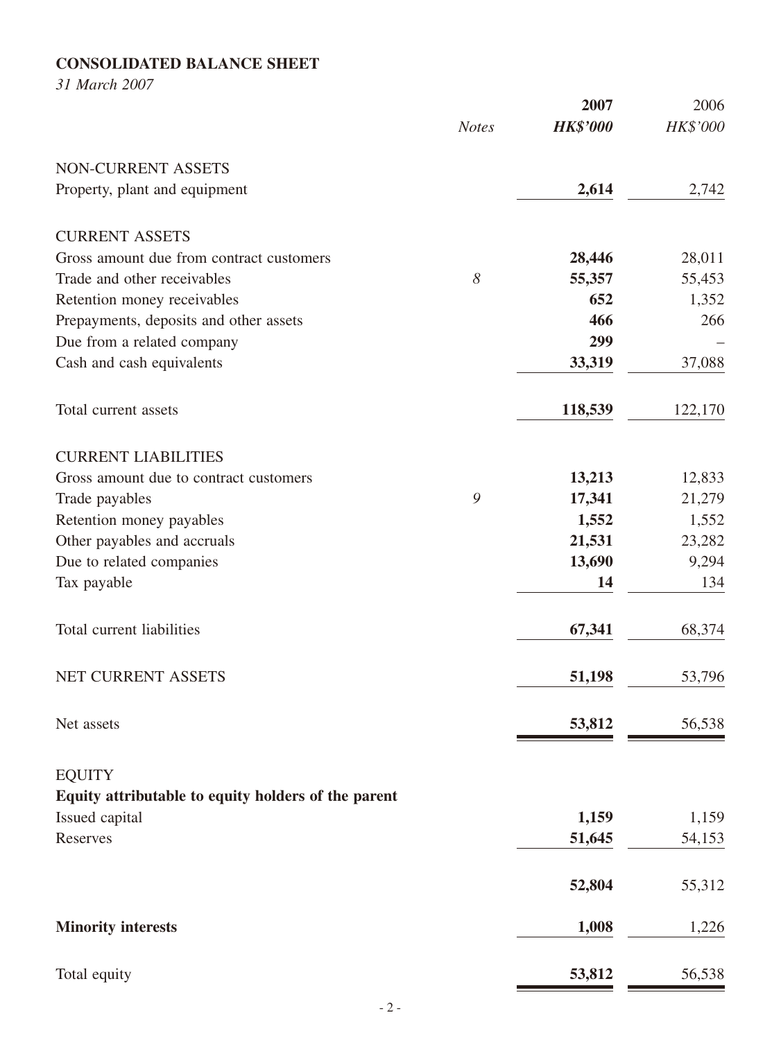**CONSOLIDATED BALANCE SHEET**

*31 March 2007*

| | *Notes* | **2007** *HK$'000* | 2006 *HK$'000* |
|---|---|---|---|
| NON-CURRENT ASSETS | | | |
| Property, plant and equipment | | **2,614** | 2,742 |
| CURRENT ASSETS | | | |
| Gross amount due from contract customers | | **28,446** | 28,011 |
| Trade and other receivables | *8* | **55,357** | 55,453 |
| Retention money receivables | | **652** | 1,352 |
| Prepayments, deposits and other assets | | **466** | 266 |
| Due from a related company | | **299** | – |
| Cash and cash equivalents | | **33,319** | 37,088 |
| Total current assets | | **118,539** | 122,170 |
| CURRENT LIABILITIES | | | |
| Gross amount due to contract customers | | **13,213** | 12,833 |
| Trade payables | *9* | **17,341** | 21,279 |
| Retention money payables | | **1,552** | 1,552 |
| Other payables and accruals | | **21,531** | 23,282 |
| Due to related companies | | **13,690** | 9,294 |
| Tax payable | | **14** | 134 |
| Total current liabilities | | **67,341** | 68,374 |
| NET CURRENT ASSETS | | **51,198** | 53,796 |
| Net assets | | **53,812** | 56,538 |
| EQUITY | | | |
| **Equity attributable to equity holders of the parent** | | | |
| Issued capital | | **1,159** | 1,159 |
| Reserves | | **51,645** | 54,153 |
| | | **52,804** | 55,312 |
| **Minority interests** | | **1,008** | 1,226 |
| Total equity | | **53,812** | 56,538 |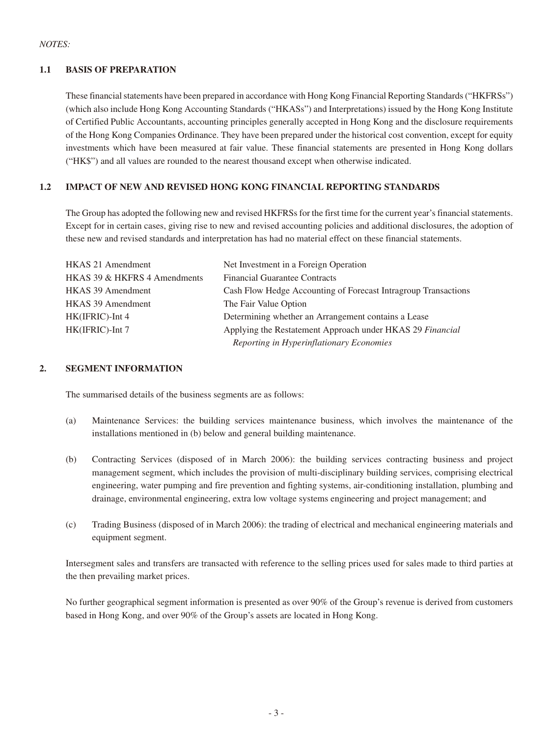*NOTES:*

## 1.1 BASIS OF PREPARATION

These financial statements have been prepared in accordance with Hong Kong Financial Reporting Standards ("HKFRSs") (which also include Hong Kong Accounting Standards ("HKASs") and Interpretations) issued by the Hong Kong Institute of Certified Public Accountants, accounting principles generally accepted in Hong Kong and the disclosure requirements of the Hong Kong Companies Ordinance. They have been prepared under the historical cost convention, except for equity investments which have been measured at fair value. These financial statements are presented in Hong Kong dollars ("HK$") and all values are rounded to the nearest thousand except when otherwise indicated.

## 1.2 IMPACT OF NEW AND REVISED HONG KONG FINANCIAL REPORTING STANDARDS

The Group has adopted the following new and revised HKFRSs for the first time for the current year's financial statements. Except for in certain cases, giving rise to new and revised accounting policies and additional disclosures, the adoption of these new and revised standards and interpretation has had no material effect on these financial statements.

| | |
|---|---|
| HKAS 21 Amendment | Net Investment in a Foreign Operation |
| HKAS 39 & HKFRS 4 Amendments | Financial Guarantee Contracts |
| HKAS 39 Amendment | Cash Flow Hedge Accounting of Forecast Intragroup Transactions |
| HKAS 39 Amendment | The Fair Value Option |
| HK(IFRIC)-Int 4 | Determining whether an Arrangement contains a Lease |
| HK(IFRIC)-Int 7 | Applying the Restatement Approach under HKAS 29 *Financial Reporting in Hyperinflationary Economies* |

## 2. SEGMENT INFORMATION

The summarised details of the business segments are as follows:

(a) Maintenance Services: the building services maintenance business, which involves the maintenance of the installations mentioned in (b) below and general building maintenance.

(b) Contracting Services (disposed of in March 2006): the building services contracting business and project management segment, which includes the provision of multi-disciplinary building services, comprising electrical engineering, water pumping and fire prevention and fighting systems, air-conditioning installation, plumbing and drainage, environmental engineering, extra low voltage systems engineering and project management; and

(c) Trading Business (disposed of in March 2006): the trading of electrical and mechanical engineering materials and equipment segment.

Intersegment sales and transfers are transacted with reference to the selling prices used for sales made to third parties at the then prevailing market prices.

No further geographical segment information is presented as over 90% of the Group's revenue is derived from customers based in Hong Kong, and over 90% of the Group's assets are located in Hong Kong.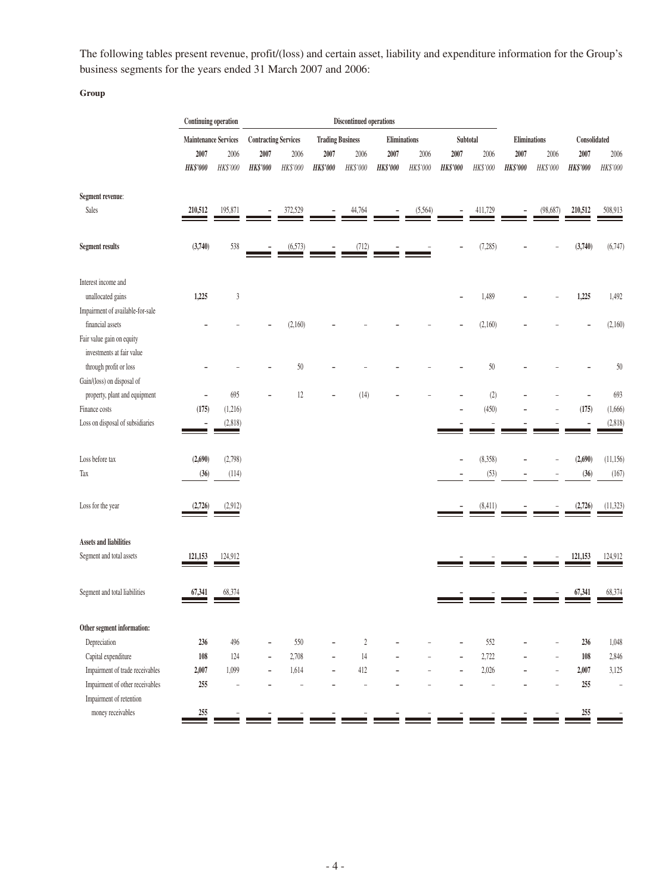The following tables present revenue, profit/(loss) and certain asset, liability and expenditure information for the Group's business segments for the years ended 31 March 2007 and 2006:

**Group**

| | Continuing operation | | Discontinued operations | | | | | | | | | | | |
|---|---|---|---|---|---|---|---|---|---|---|---|---|---|---|
| | Maintenance Services | | Contracting Services | | Trading Business | | Eliminations | | Subtotal | | Eliminations | | Consolidated | |
| | **2007** | 2006 | **2007** | 2006 | **2007** | 2006 | **2007** | 2006 | **2007** | 2006 | **2007** | 2006 | **2007** | 2006 |
| | ***HK$'000*** | *HK$'000* | ***HK$'000*** | *HK$'000* | ***HK$'000*** | *HK$'000* | ***HK$'000*** | *HK$'000* | ***HK$'000*** | *HK$'000* | ***HK$'000*** | *HK$'000* | ***HK$'000*** | *HK$'000* |
| **Segment revenue**: | | | | | | | | | | | | | | |
| Sales | **210,512** | 195,871 | **–** | 372,529 | **–** | 44,764 | **–** | (5,564) | **–** | 411,729 | **–** | (98,687) | **210,512** | 508,913 |
| **Segment results** | **(3,740)** | 538 | **–** | (6,573) | **–** | (712) | **–** | – | **–** | (7,285) | **–** | – | **(3,740)** | (6,747) |
| Interest income and unallocated gains | **1,225** | 3 | | | | | | | **–** | 1,489 | **–** | – | **1,225** | 1,492 |
| Impairment of available-for-sale financial assets | **–** | – | **–** | (2,160) | **–** | – | **–** | – | **–** | (2,160) | **–** | – | **–** | (2,160) |
| Fair value gain on equity investments at fair value through profit or loss | **–** | – | **–** | 50 | **–** | – | **–** | – | **–** | 50 | **–** | – | **–** | 50 |
| Gain/(loss) on disposal of property, plant and equipment | **–** | 695 | **–** | 12 | **–** | (14) | **–** | – | **–** | (2) | **–** | – | **–** | 693 |
| Finance costs | **(175)** | (1,216) | | | | | | | **–** | (450) | **–** | – | **(175)** | (1,666) |
| Loss on disposal of subsidiaries | **–** | (2,818) | | | | | | | **–** | – | **–** | – | **–** | (2,818) |
| Loss before tax | **(2,690)** | (2,798) | | | | | | | **–** | (8,358) | **–** | – | **(2,690)** | (11,156) |
| Tax | **(36)** | (114) | | | | | | | **–** | (53) | **–** | – | **(36)** | (167) |
| Loss for the year | **(2,726)** | (2,912) | | | | | | | **–** | (8,411) | **–** | – | **(2,726)** | (11,323) |
| **Assets and liabilities** | | | | | | | | | | | | | | |
| Segment and total assets | **121,153** | 124,912 | | | | | | | **–** | – | **–** | – | **121,153** | 124,912 |
| Segment and total liabilities | **67,341** | 68,374 | | | | | | | **–** | – | **–** | – | **67,341** | 68,374 |
| **Other segment information:** | | | | | | | | | | | | | | |
| Depreciation | **236** | 496 | **–** | 550 | **–** | 2 | **–** | – | **–** | 552 | **–** | – | **236** | 1,048 |
| Capital expenditure | **108** | 124 | **–** | 2,708 | **–** | 14 | **–** | – | **–** | 2,722 | **–** | – | **108** | 2,846 |
| Impairment of trade receivables | **2,007** | 1,099 | **–** | 1,614 | **–** | 412 | **–** | – | **–** | 2,026 | **–** | – | **2,007** | 3,125 |
| Impairment of other receivables | **255** | – | **–** | – | **–** | – | **–** | – | **–** | – | **–** | – | **255** | – |
| Impairment of retention money receivables | **255** | – | **–** | – | **–** | – | **–** | – | **–** | – | **–** | – | **255** | – |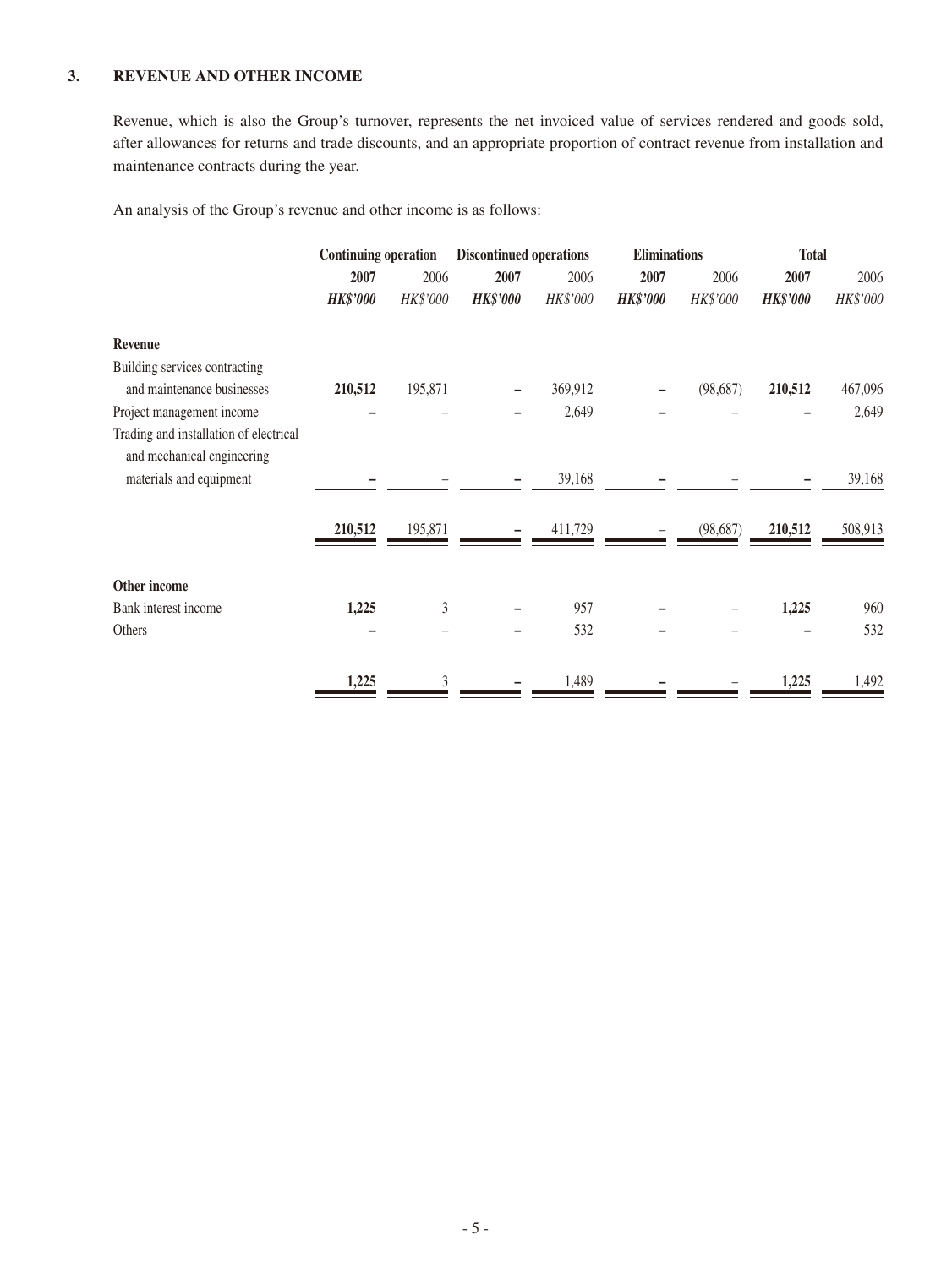### 3. REVENUE AND OTHER INCOME

Revenue, which is also the Group's turnover, represents the net invoiced value of services rendered and goods sold, after allowances for returns and trade discounts, and an appropriate proportion of contract revenue from installation and maintenance contracts during the year.

An analysis of the Group's revenue and other income is as follows:

| | Continuing operation | | Discontinued operations | | Eliminations | | Total | |
|---|---|---|---|---|---|---|---|---|
| | **2007** | 2006 | **2007** | 2006 | **2007** | 2006 | **2007** | 2006 |
| | ***HK$'000*** | *HK$'000* | ***HK$'000*** | *HK$'000* | ***HK$'000*** | *HK$'000* | ***HK$'000*** | *HK$'000* |
| **Revenue** | | | | | | | | |
| Building services contracting and maintenance businesses | **210,512** | 195,871 | **–** | 369,912 | **–** | (98,687) | **210,512** | 467,096 |
| Project management income | **–** | – | **–** | 2,649 | **–** | – | **–** | 2,649 |
| Trading and installation of electrical and mechanical engineering materials and equipment | **–** | – | **–** | 39,168 | **–** | – | **–** | 39,168 |
| | **210,512** | 195,871 | **–** | 411,729 | – | (98,687) | **210,512** | 508,913 |
| **Other income** | | | | | | | | |
| Bank interest income | **1,225** | 3 | **–** | 957 | **–** | – | **1,225** | 960 |
| Others | **–** | – | **–** | 532 | **–** | – | **–** | 532 |
| | **1,225** | 3 | **–** | 1,489 | **–** | – | **1,225** | 1,492 |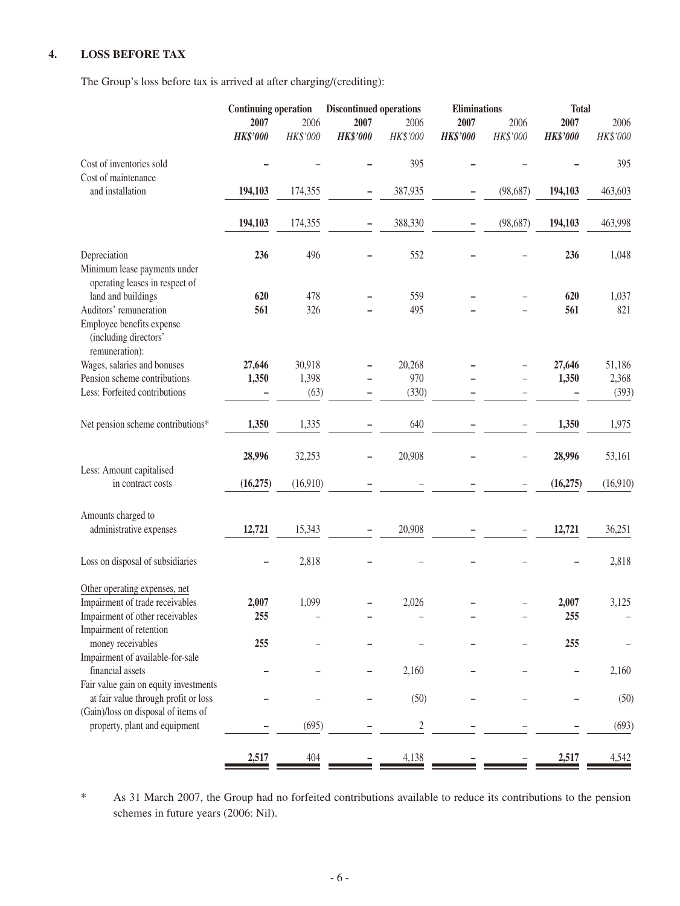## 4. LOSS BEFORE TAX

The Group's loss before tax is arrived at after charging/(crediting):

| | Continuing operation | | Discontinued operations | | Eliminations | | Total | |
|---|---|---|---|---|---|---|---|---|
| | **2007** | 2006 | **2007** | 2006 | **2007** | 2006 | **2007** | 2006 |
| | ***HK$'000*** | *HK$'000* | ***HK$'000*** | *HK$'000* | ***HK$'000*** | *HK$'000* | ***HK$'000*** | *HK$'000* |
| Cost of inventories sold | **–** | – | **–** | 395 | **–** | – | **–** | 395 |
| Cost of maintenance and installation | **194,103** | 174,355 | **–** | 387,935 | **–** | (98,687) | **194,103** | 463,603 |
| | **194,103** | 174,355 | **–** | 388,330 | **–** | (98,687) | **194,103** | 463,998 |
| Depreciation | **236** | 496 | **–** | 552 | **–** | – | **236** | 1,048 |
| Minimum lease payments under operating leases in respect of land and buildings | **620** | 478 | **–** | 559 | **–** | – | **620** | 1,037 |
| Auditors' remuneration | **561** | 326 | **–** | 495 | **–** | – | **561** | 821 |
| Employee benefits expense (including directors' remuneration): | | | | | | | | |
| Wages, salaries and bonuses | **27,646** | 30,918 | **–** | 20,268 | **–** | – | **27,646** | 51,186 |
| Pension scheme contributions | **1,350** | 1,398 | **–** | 970 | **–** | – | **1,350** | 2,368 |
| Less: Forfeited contributions | **–** | (63) | **–** | (330) | **–** | – | **–** | (393) |
| Net pension scheme contributions* | **1,350** | 1,335 | **–** | 640 | **–** | – | **1,350** | 1,975 |
| | **28,996** | 32,253 | **–** | 20,908 | **–** | – | **28,996** | 53,161 |
| Less: Amount capitalised in contract costs | **(16,275)** | (16,910) | **–** | – | **–** | – | **(16,275)** | (16,910) |
| Amounts charged to administrative expenses | **12,721** | 15,343 | **–** | 20,908 | **–** | – | **12,721** | 36,251 |
| Loss on disposal of subsidiaries | **–** | 2,818 | **–** | – | **–** | – | **–** | 2,818 |
| Other operating expenses, net | | | | | | | | |
| Impairment of trade receivables | **2,007** | 1,099 | **–** | 2,026 | **–** | – | **2,007** | 3,125 |
| Impairment of other receivables | **255** | – | **–** | – | **–** | – | **255** | – |
| Impairment of retention money receivables | **255** | – | **–** | – | **–** | – | **255** | – |
| Impairment of available-for-sale financial assets | **–** | – | **–** | 2,160 | **–** | – | **–** | 2,160 |
| Fair value gain on equity investments at fair value through profit or loss | **–** | – | **–** | (50) | **–** | – | **–** | (50) |
| (Gain)/loss on disposal of items of property, plant and equipment | **–** | (695) | **–** | 2 | **–** | – | **–** | (693) |
| | **2,517** | 404 | **–** | 4,138 | **–** | – | **2,517** | 4,542 |

\* As 31 March 2007, the Group had no forfeited contributions available to reduce its contributions to the pension schemes in future years (2006: Nil).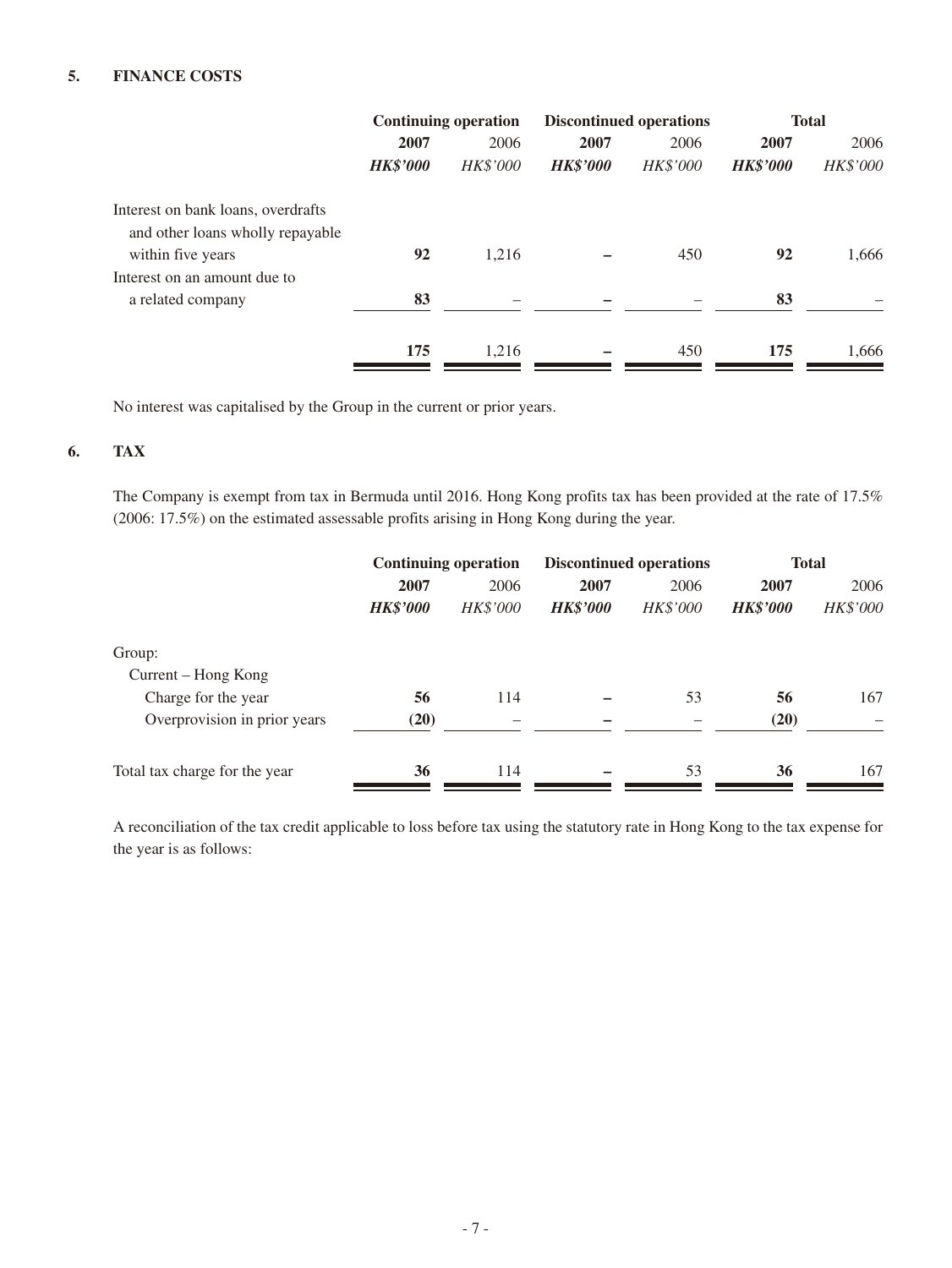## 5. FINANCE COSTS

| | Continuing operation | | Discontinued operations | | Total | |
|---|---|---|---|---|---|---|
| | **2007** | 2006 | **2007** | 2006 | **2007** | 2006 |
| | ***HK$'000*** | *HK$'000* | ***HK$'000*** | *HK$'000* | ***HK$'000*** | *HK$'000* |
| Interest on bank loans, overdrafts and other loans wholly repayable within five years | **92** | 1,216 | **–** | 450 | **92** | 1,666 |
| Interest on an amount due to a related company | **83** | – | **–** | – | **83** | – |
| | **175** | 1,216 | **–** | 450 | **175** | 1,666 |

No interest was capitalised by the Group in the current or prior years.

## 6. TAX

The Company is exempt from tax in Bermuda until 2016. Hong Kong profits tax has been provided at the rate of 17.5% (2006: 17.5%) on the estimated assessable profits arising in Hong Kong during the year.

| | Continuing operation | | Discontinued operations | | Total | |
|---|---|---|---|---|---|---|
| | **2007** | 2006 | **2007** | 2006 | **2007** | 2006 |
| | ***HK$'000*** | *HK$'000* | ***HK$'000*** | *HK$'000* | ***HK$'000*** | *HK$'000* |
| Group: | | | | | | |
| Current – Hong Kong | | | | | | |
| Charge for the year | **56** | 114 | **–** | 53 | **56** | 167 |
| Overprovision in prior years | **(20)** | – | **–** | – | **(20)** | – |
| Total tax charge for the year | **36** | 114 | **–** | 53 | **36** | 167 |

A reconciliation of the tax credit applicable to loss before tax using the statutory rate in Hong Kong to the tax expense for the year is as follows: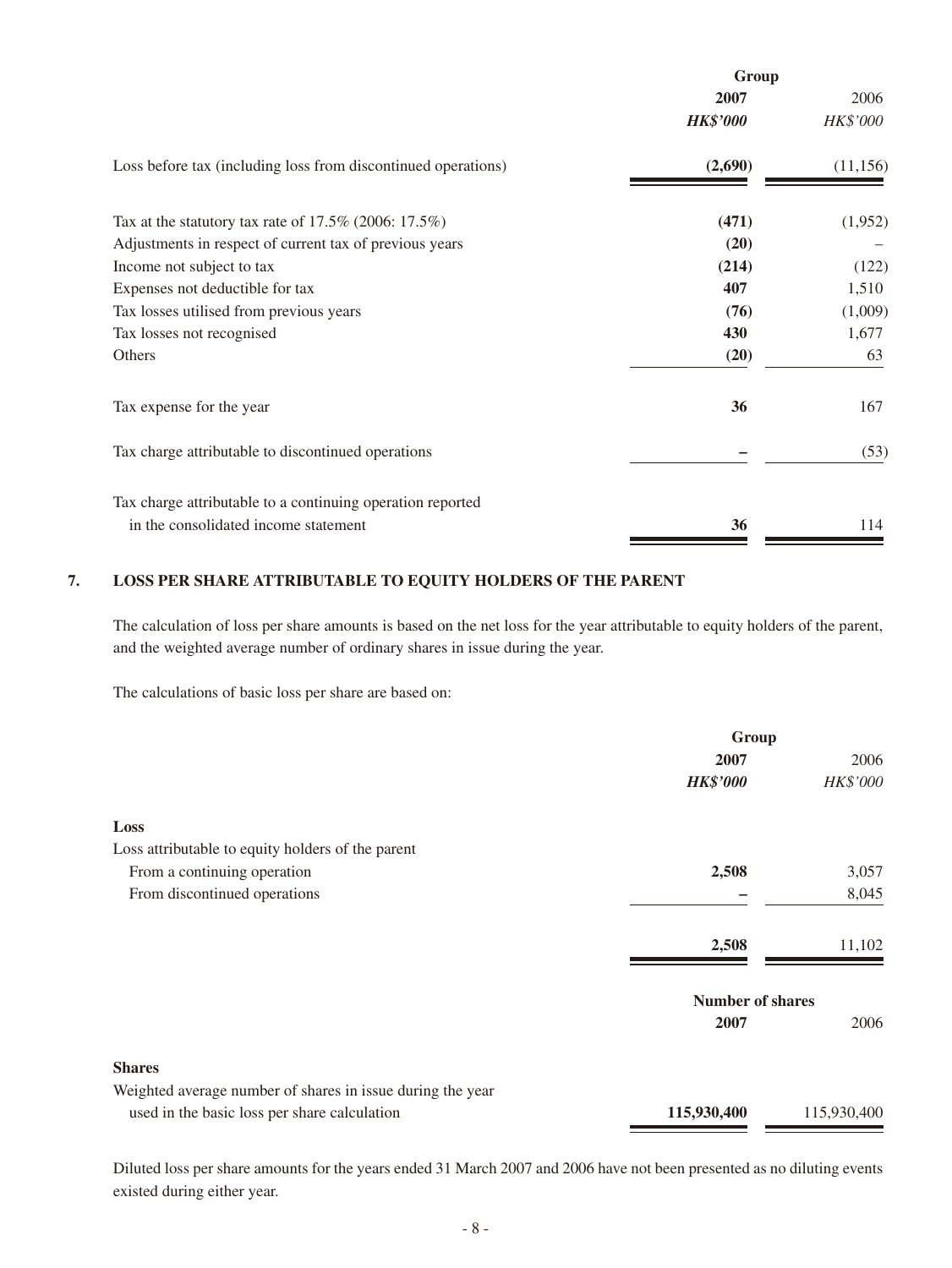| | Group | |
|---|---|---|
| | **2007** | 2006 |
| | ***HK$'000*** | *HK$'000* |
| Loss before tax (including loss from discontinued operations) | **(2,690)** | (11,156) |
| Tax at the statutory tax rate of 17.5% (2006: 17.5%) | **(471)** | (1,952) |
| Adjustments in respect of current tax of previous years | **(20)** | – |
| Income not subject to tax | **(214)** | (122) |
| Expenses not deductible for tax | **407** | 1,510 |
| Tax losses utilised from previous years | **(76)** | (1,009) |
| Tax losses not recognised | **430** | 1,677 |
| Others | **(20)** | 63 |
| Tax expense for the year | **36** | 167 |
| Tax charge attributable to discontinued operations | **–** | (53) |
| Tax charge attributable to a continuing operation reported in the consolidated income statement | **36** | 114 |

## 7. LOSS PER SHARE ATTRIBUTABLE TO EQUITY HOLDERS OF THE PARENT

The calculation of loss per share amounts is based on the net loss for the year attributable to equity holders of the parent, and the weighted average number of ordinary shares in issue during the year.

The calculations of basic loss per share are based on:

| | Group | |
|---|---|---|
| | **2007** | 2006 |
| | ***HK$'000*** | *HK$'000* |
| **Loss** | | |
| Loss attributable to equity holders of the parent | | |
| From a continuing operation | **2,508** | 3,057 |
| From discontinued operations | **–** | 8,045 |
| | **2,508** | 11,102 |

| | Number of shares | |
|---|---|---|
| | **2007** | 2006 |
| **Shares** | | |
| Weighted average number of shares in issue during the year used in the basic loss per share calculation | **115,930,400** | 115,930,400 |

Diluted loss per share amounts for the years ended 31 March 2007 and 2006 have not been presented as no diluting events existed during either year.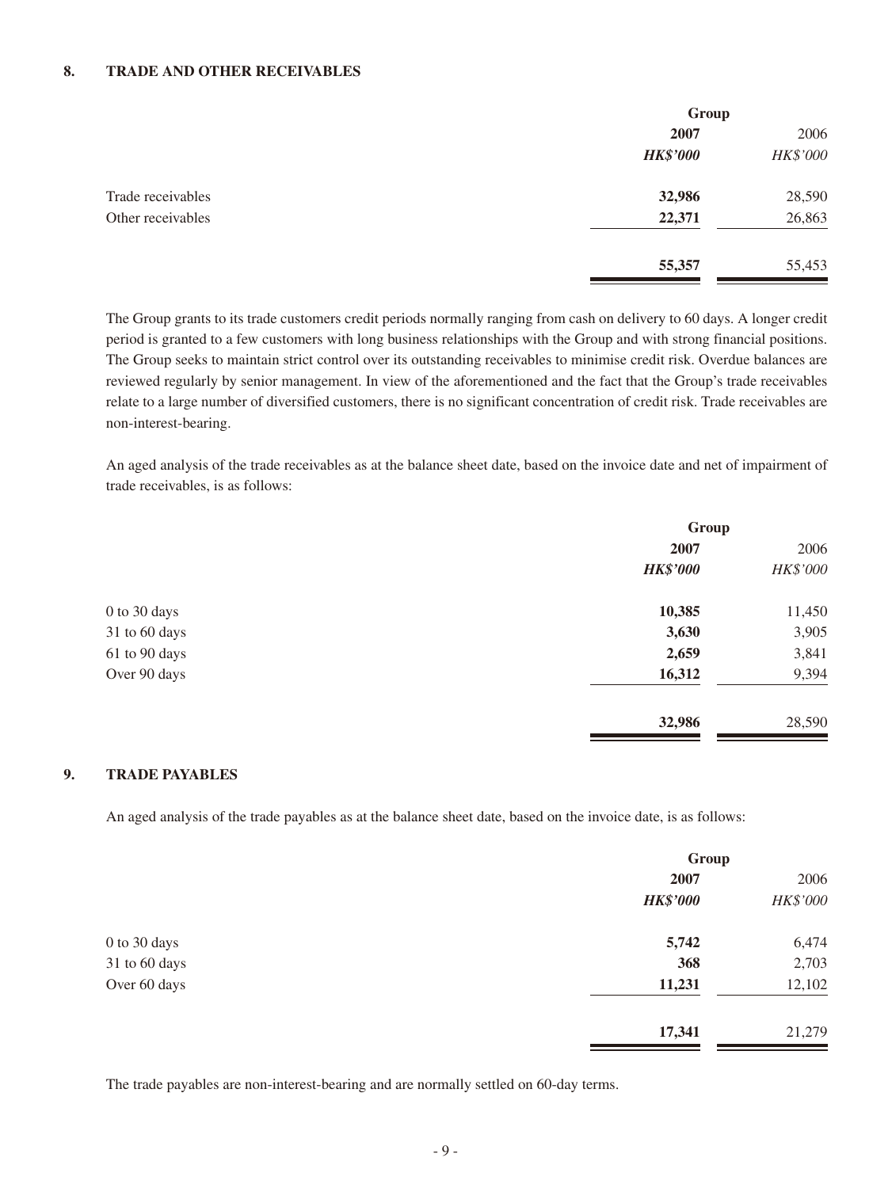## 8. TRADE AND OTHER RECEIVABLES

| | Group | |
|---|---|---|
| | **2007** | 2006 |
| | ***HK$'000*** | *HK$'000* |
| Trade receivables | **32,986** | 28,590 |
| Other receivables | **22,371** | 26,863 |
| | **55,357** | 55,453 |

The Group grants to its trade customers credit periods normally ranging from cash on delivery to 60 days. A longer credit period is granted to a few customers with long business relationships with the Group and with strong financial positions. The Group seeks to maintain strict control over its outstanding receivables to minimise credit risk. Overdue balances are reviewed regularly by senior management. In view of the aforementioned and the fact that the Group's trade receivables relate to a large number of diversified customers, there is no significant concentration of credit risk. Trade receivables are non-interest-bearing.

An aged analysis of the trade receivables as at the balance sheet date, based on the invoice date and net of impairment of trade receivables, is as follows:

| | Group | |
|---|---|---|
| | **2007** | 2006 |
| | ***HK$'000*** | *HK$'000* |
| 0 to 30 days | **10,385** | 11,450 |
| 31 to 60 days | **3,630** | 3,905 |
| 61 to 90 days | **2,659** | 3,841 |
| Over 90 days | **16,312** | 9,394 |
| | **32,986** | 28,590 |

## 9. TRADE PAYABLES

An aged analysis of the trade payables as at the balance sheet date, based on the invoice date, is as follows:

| | Group | |
|---|---|---|
| | **2007** | 2006 |
| | ***HK$'000*** | *HK$'000* |
| 0 to 30 days | **5,742** | 6,474 |
| 31 to 60 days | **368** | 2,703 |
| Over 60 days | **11,231** | 12,102 |
| | **17,341** | 21,279 |

The trade payables are non-interest-bearing and are normally settled on 60-day terms.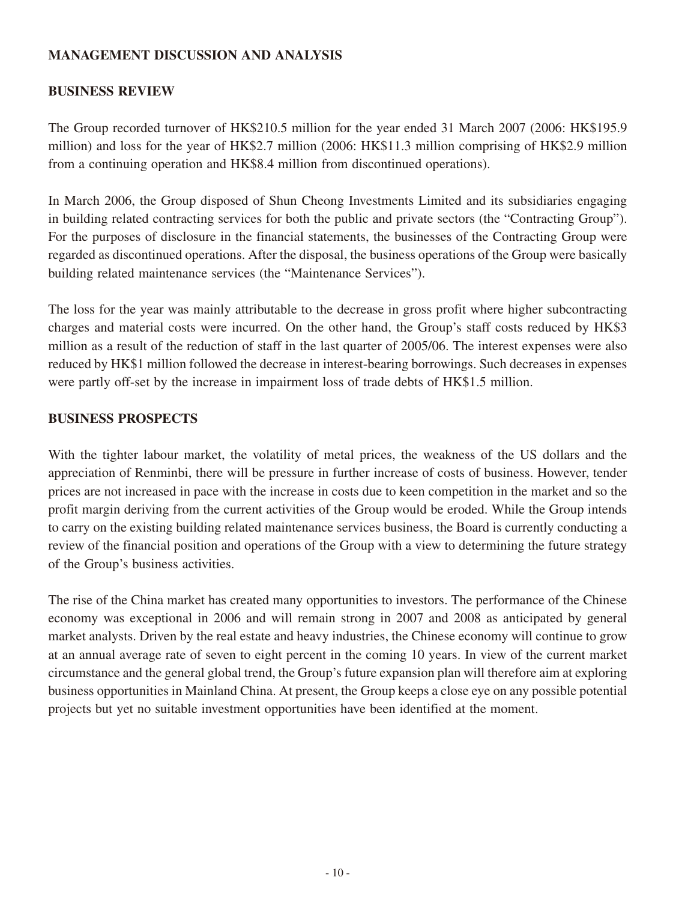## MANAGEMENT DISCUSSION AND ANALYSIS

### BUSINESS REVIEW

The Group recorded turnover of HK$210.5 million for the year ended 31 March 2007 (2006: HK$195.9 million) and loss for the year of HK$2.7 million (2006: HK$11.3 million comprising of HK$2.9 million from a continuing operation and HK$8.4 million from discontinued operations).

In March 2006, the Group disposed of Shun Cheong Investments Limited and its subsidiaries engaging in building related contracting services for both the public and private sectors (the "Contracting Group"). For the purposes of disclosure in the financial statements, the businesses of the Contracting Group were regarded as discontinued operations. After the disposal, the business operations of the Group were basically building related maintenance services (the "Maintenance Services").

The loss for the year was mainly attributable to the decrease in gross profit where higher subcontracting charges and material costs were incurred. On the other hand, the Group's staff costs reduced by HK$3 million as a result of the reduction of staff in the last quarter of 2005/06. The interest expenses were also reduced by HK$1 million followed the decrease in interest-bearing borrowings. Such decreases in expenses were partly off-set by the increase in impairment loss of trade debts of HK$1.5 million.

### BUSINESS PROSPECTS

With the tighter labour market, the volatility of metal prices, the weakness of the US dollars and the appreciation of Renminbi, there will be pressure in further increase of costs of business. However, tender prices are not increased in pace with the increase in costs due to keen competition in the market and so the profit margin deriving from the current activities of the Group would be eroded. While the Group intends to carry on the existing building related maintenance services business, the Board is currently conducting a review of the financial position and operations of the Group with a view to determining the future strategy of the Group's business activities.

The rise of the China market has created many opportunities to investors. The performance of the Chinese economy was exceptional in 2006 and will remain strong in 2007 and 2008 as anticipated by general market analysts. Driven by the real estate and heavy industries, the Chinese economy will continue to grow at an annual average rate of seven to eight percent in the coming 10 years. In view of the current market circumstance and the general global trend, the Group's future expansion plan will therefore aim at exploring business opportunities in Mainland China. At present, the Group keeps a close eye on any possible potential projects but yet no suitable investment opportunities have been identified at the moment.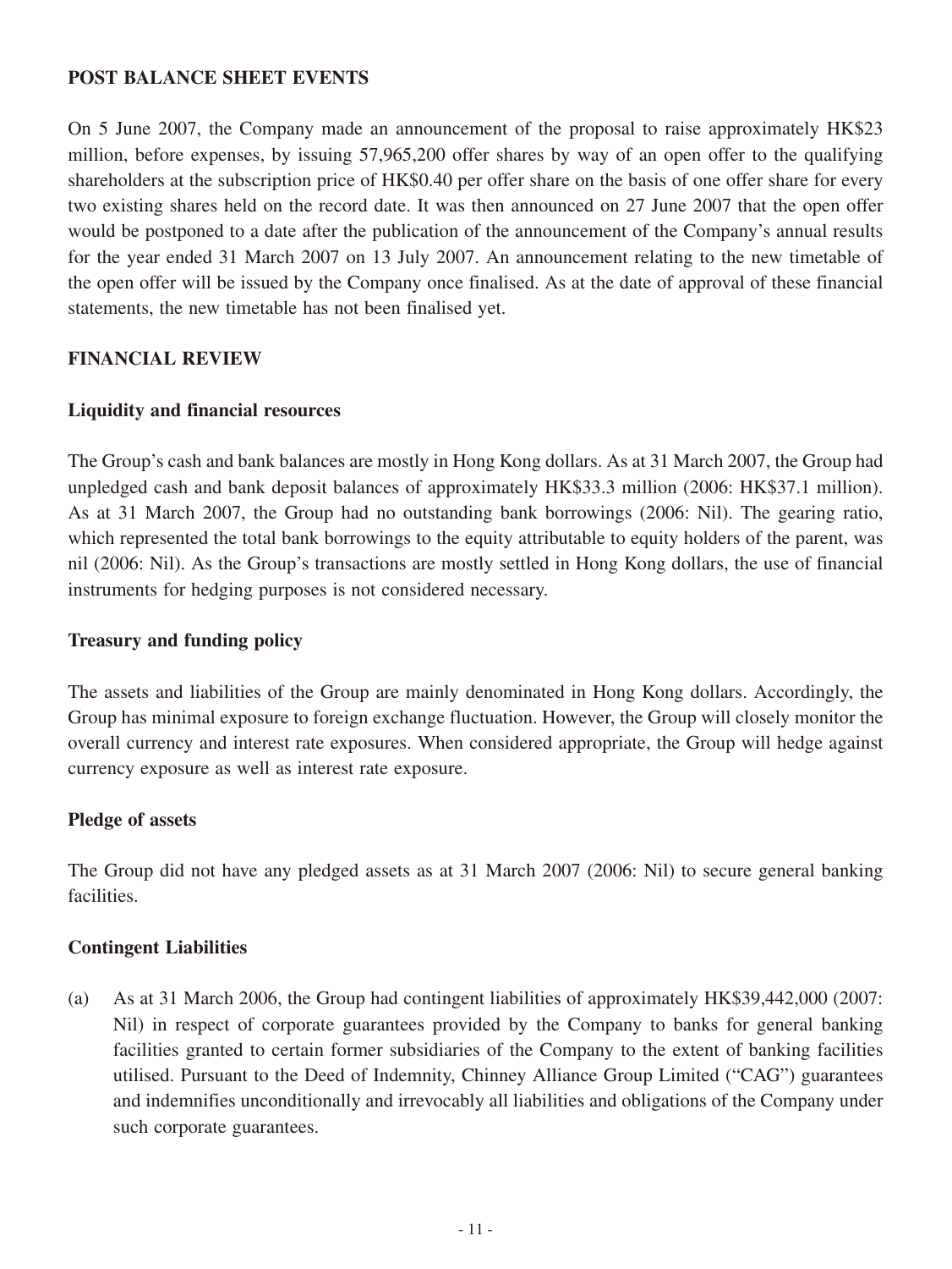## POST BALANCE SHEET EVENTS

On 5 June 2007, the Company made an announcement of the proposal to raise approximately HK$23 million, before expenses, by issuing 57,965,200 offer shares by way of an open offer to the qualifying shareholders at the subscription price of HK$0.40 per offer share on the basis of one offer share for every two existing shares held on the record date. It was then announced on 27 June 2007 that the open offer would be postponed to a date after the publication of the announcement of the Company's annual results for the year ended 31 March 2007 on 13 July 2007. An announcement relating to the new timetable of the open offer will be issued by the Company once finalised. As at the date of approval of these financial statements, the new timetable has not been finalised yet.

## FINANCIAL REVIEW

### Liquidity and financial resources

The Group's cash and bank balances are mostly in Hong Kong dollars. As at 31 March 2007, the Group had unpledged cash and bank deposit balances of approximately HK$33.3 million (2006: HK$37.1 million). As at 31 March 2007, the Group had no outstanding bank borrowings (2006: Nil). The gearing ratio, which represented the total bank borrowings to the equity attributable to equity holders of the parent, was nil (2006: Nil). As the Group's transactions are mostly settled in Hong Kong dollars, the use of financial instruments for hedging purposes is not considered necessary.

### Treasury and funding policy

The assets and liabilities of the Group are mainly denominated in Hong Kong dollars. Accordingly, the Group has minimal exposure to foreign exchange fluctuation. However, the Group will closely monitor the overall currency and interest rate exposures. When considered appropriate, the Group will hedge against currency exposure as well as interest rate exposure.

### Pledge of assets

The Group did not have any pledged assets as at 31 March 2007 (2006: Nil) to secure general banking facilities.

### Contingent Liabilities

(a) As at 31 March 2006, the Group had contingent liabilities of approximately HK$39,442,000 (2007: Nil) in respect of corporate guarantees provided by the Company to banks for general banking facilities granted to certain former subsidiaries of the Company to the extent of banking facilities utilised. Pursuant to the Deed of Indemnity, Chinney Alliance Group Limited ("CAG") guarantees and indemnifies unconditionally and irrevocably all liabilities and obligations of the Company under such corporate guarantees.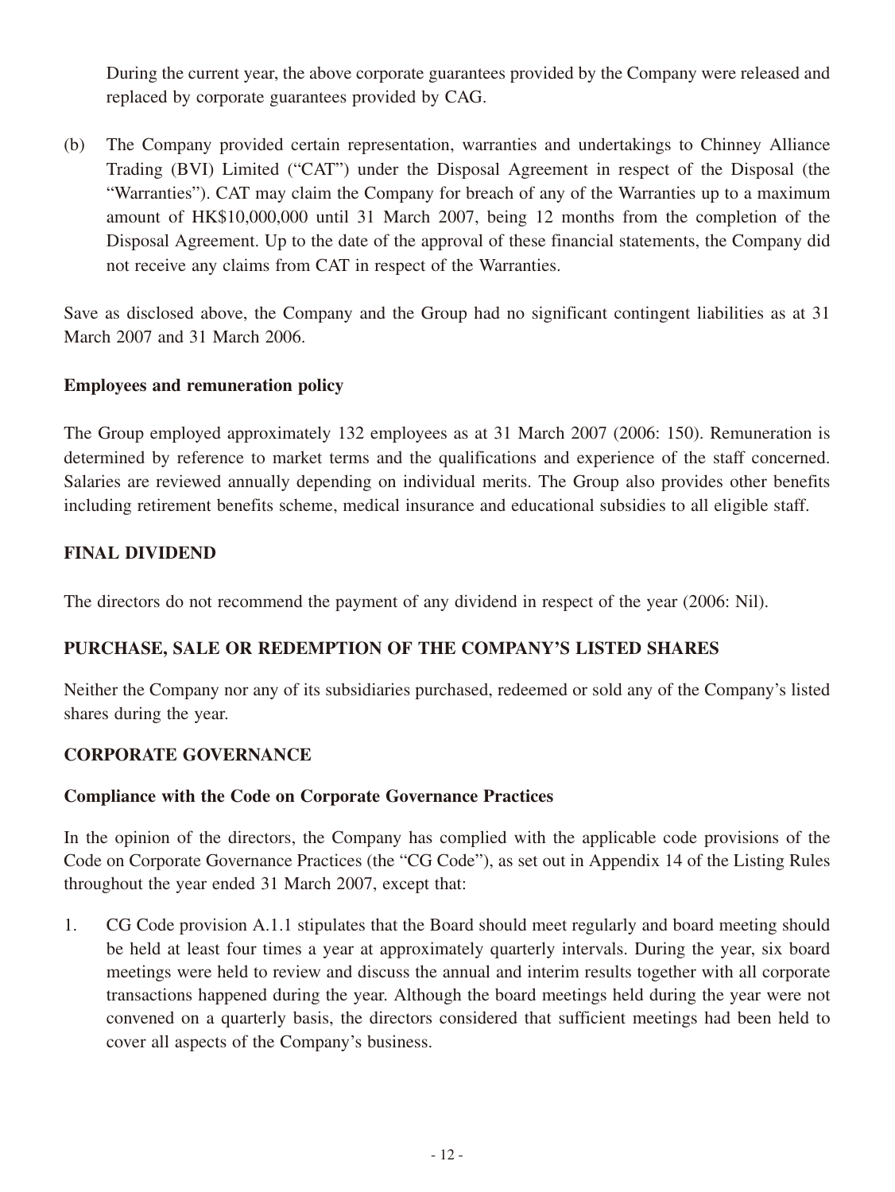During the current year, the above corporate guarantees provided by the Company were released and replaced by corporate guarantees provided by CAG.

(b) The Company provided certain representation, warranties and undertakings to Chinney Alliance Trading (BVI) Limited ("CAT") under the Disposal Agreement in respect of the Disposal (the "Warranties"). CAT may claim the Company for breach of any of the Warranties up to a maximum amount of HK$10,000,000 until 31 March 2007, being 12 months from the completion of the Disposal Agreement. Up to the date of the approval of these financial statements, the Company did not receive any claims from CAT in respect of the Warranties.

Save as disclosed above, the Company and the Group had no significant contingent liabilities as at 31 March 2007 and 31 March 2006.

**Employees and remuneration policy**

The Group employed approximately 132 employees as at 31 March 2007 (2006: 150). Remuneration is determined by reference to market terms and the qualifications and experience of the staff concerned. Salaries are reviewed annually depending on individual merits. The Group also provides other benefits including retirement benefits scheme, medical insurance and educational subsidies to all eligible staff.

## FINAL DIVIDEND

The directors do not recommend the payment of any dividend in respect of the year (2006: Nil).

## PURCHASE, SALE OR REDEMPTION OF THE COMPANY'S LISTED SHARES

Neither the Company nor any of its subsidiaries purchased, redeemed or sold any of the Company's listed shares during the year.

## CORPORATE GOVERNANCE

**Compliance with the Code on Corporate Governance Practices**

In the opinion of the directors, the Company has complied with the applicable code provisions of the Code on Corporate Governance Practices (the "CG Code"), as set out in Appendix 14 of the Listing Rules throughout the year ended 31 March 2007, except that:

1. CG Code provision A.1.1 stipulates that the Board should meet regularly and board meeting should be held at least four times a year at approximately quarterly intervals. During the year, six board meetings were held to review and discuss the annual and interim results together with all corporate transactions happened during the year. Although the board meetings held during the year were not convened on a quarterly basis, the directors considered that sufficient meetings had been held to cover all aspects of the Company's business.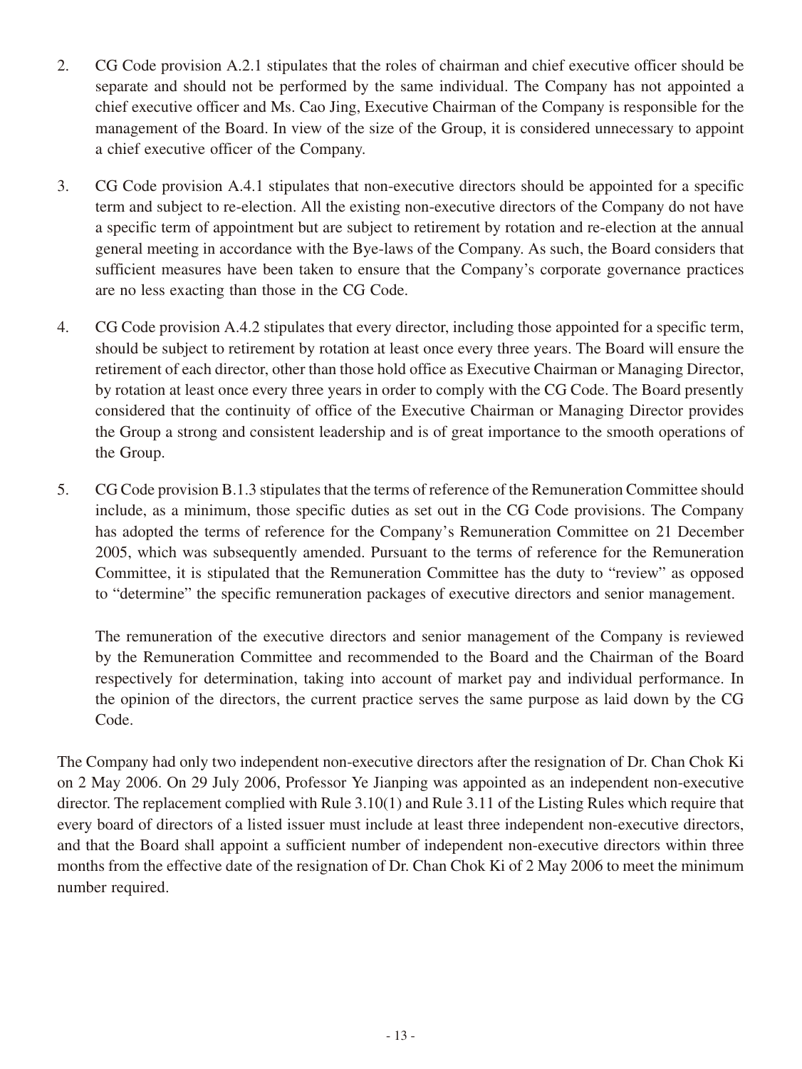2. CG Code provision A.2.1 stipulates that the roles of chairman and chief executive officer should be separate and should not be performed by the same individual. The Company has not appointed a chief executive officer and Ms. Cao Jing, Executive Chairman of the Company is responsible for the management of the Board. In view of the size of the Group, it is considered unnecessary to appoint a chief executive officer of the Company.

3. CG Code provision A.4.1 stipulates that non-executive directors should be appointed for a specific term and subject to re-election. All the existing non-executive directors of the Company do not have a specific term of appointment but are subject to retirement by rotation and re-election at the annual general meeting in accordance with the Bye-laws of the Company. As such, the Board considers that sufficient measures have been taken to ensure that the Company's corporate governance practices are no less exacting than those in the CG Code.

4. CG Code provision A.4.2 stipulates that every director, including those appointed for a specific term, should be subject to retirement by rotation at least once every three years. The Board will ensure the retirement of each director, other than those hold office as Executive Chairman or Managing Director, by rotation at least once every three years in order to comply with the CG Code. The Board presently considered that the continuity of office of the Executive Chairman or Managing Director provides the Group a strong and consistent leadership and is of great importance to the smooth operations of the Group.

5. CG Code provision B.1.3 stipulates that the terms of reference of the Remuneration Committee should include, as a minimum, those specific duties as set out in the CG Code provisions. The Company has adopted the terms of reference for the Company's Remuneration Committee on 21 December 2005, which was subsequently amended. Pursuant to the terms of reference for the Remuneration Committee, it is stipulated that the Remuneration Committee has the duty to "review" as opposed to "determine" the specific remuneration packages of executive directors and senior management.

   The remuneration of the executive directors and senior management of the Company is reviewed by the Remuneration Committee and recommended to the Board and the Chairman of the Board respectively for determination, taking into account of market pay and individual performance. In the opinion of the directors, the current practice serves the same purpose as laid down by the CG Code.

The Company had only two independent non-executive directors after the resignation of Dr. Chan Chok Ki on 2 May 2006. On 29 July 2006, Professor Ye Jianping was appointed as an independent non-executive director. The replacement complied with Rule 3.10(1) and Rule 3.11 of the Listing Rules which require that every board of directors of a listed issuer must include at least three independent non-executive directors, and that the Board shall appoint a sufficient number of independent non-executive directors within three months from the effective date of the resignation of Dr. Chan Chok Ki of 2 May 2006 to meet the minimum number required.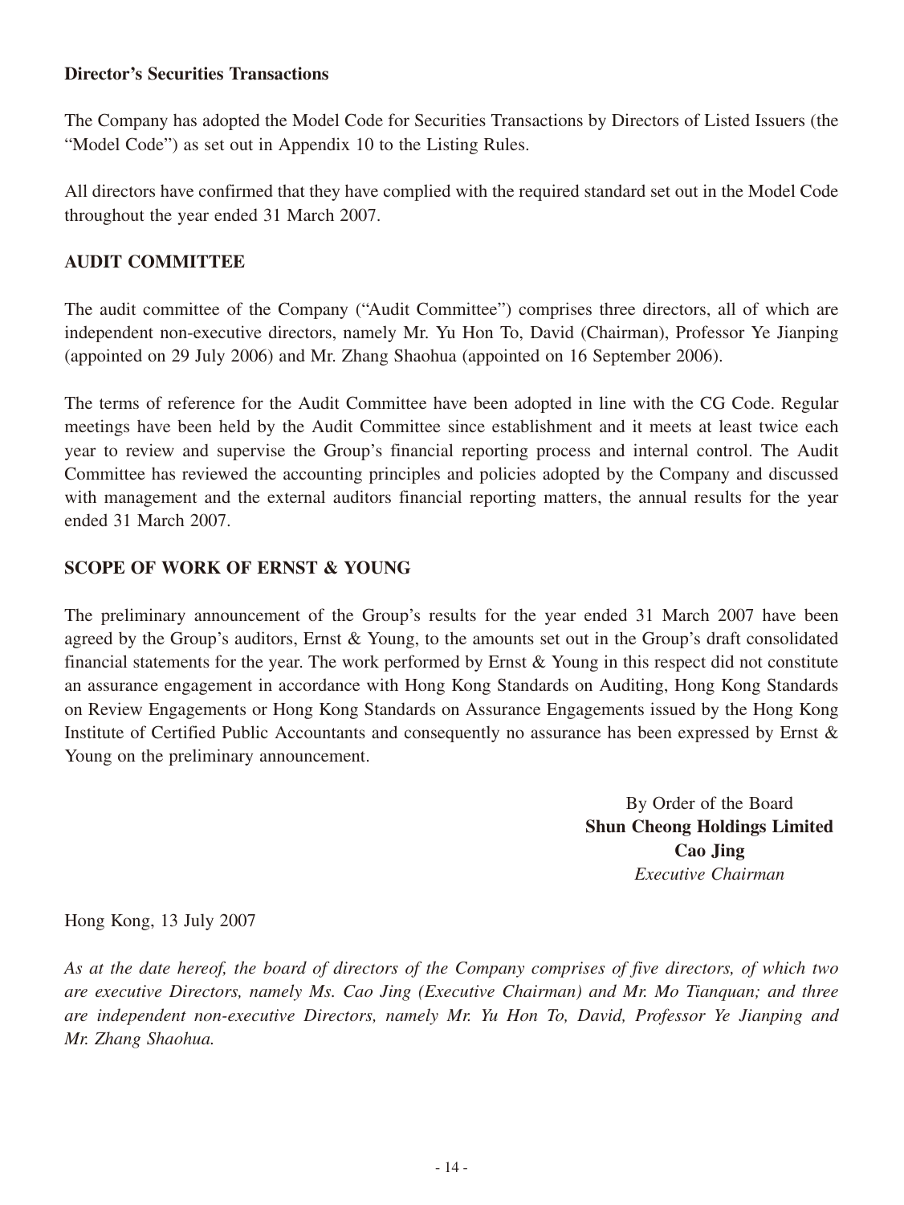**Director's Securities Transactions**

The Company has adopted the Model Code for Securities Transactions by Directors of Listed Issuers (the "Model Code") as set out in Appendix 10 to the Listing Rules.

All directors have confirmed that they have complied with the required standard set out in the Model Code throughout the year ended 31 March 2007.

## AUDIT COMMITTEE

The audit committee of the Company ("Audit Committee") comprises three directors, all of which are independent non-executive directors, namely Mr. Yu Hon To, David (Chairman), Professor Ye Jianping (appointed on 29 July 2006) and Mr. Zhang Shaohua (appointed on 16 September 2006).

The terms of reference for the Audit Committee have been adopted in line with the CG Code. Regular meetings have been held by the Audit Committee since establishment and it meets at least twice each year to review and supervise the Group's financial reporting process and internal control. The Audit Committee has reviewed the accounting principles and policies adopted by the Company and discussed with management and the external auditors financial reporting matters, the annual results for the year ended 31 March 2007.

## SCOPE OF WORK OF ERNST & YOUNG

The preliminary announcement of the Group's results for the year ended 31 March 2007 have been agreed by the Group's auditors, Ernst & Young, to the amounts set out in the Group's draft consolidated financial statements for the year. The work performed by Ernst & Young in this respect did not constitute an assurance engagement in accordance with Hong Kong Standards on Auditing, Hong Kong Standards on Review Engagements or Hong Kong Standards on Assurance Engagements issued by the Hong Kong Institute of Certified Public Accountants and consequently no assurance has been expressed by Ernst & Young on the preliminary announcement.

By Order of the Board
**Shun Cheong Holdings Limited**
**Cao Jing**
*Executive Chairman*

Hong Kong, 13 July 2007

*As at the date hereof, the board of directors of the Company comprises of five directors, of which two are executive Directors, namely Ms. Cao Jing (Executive Chairman) and Mr. Mo Tianquan; and three are independent non-executive Directors, namely Mr. Yu Hon To, David, Professor Ye Jianping and Mr. Zhang Shaohua.*